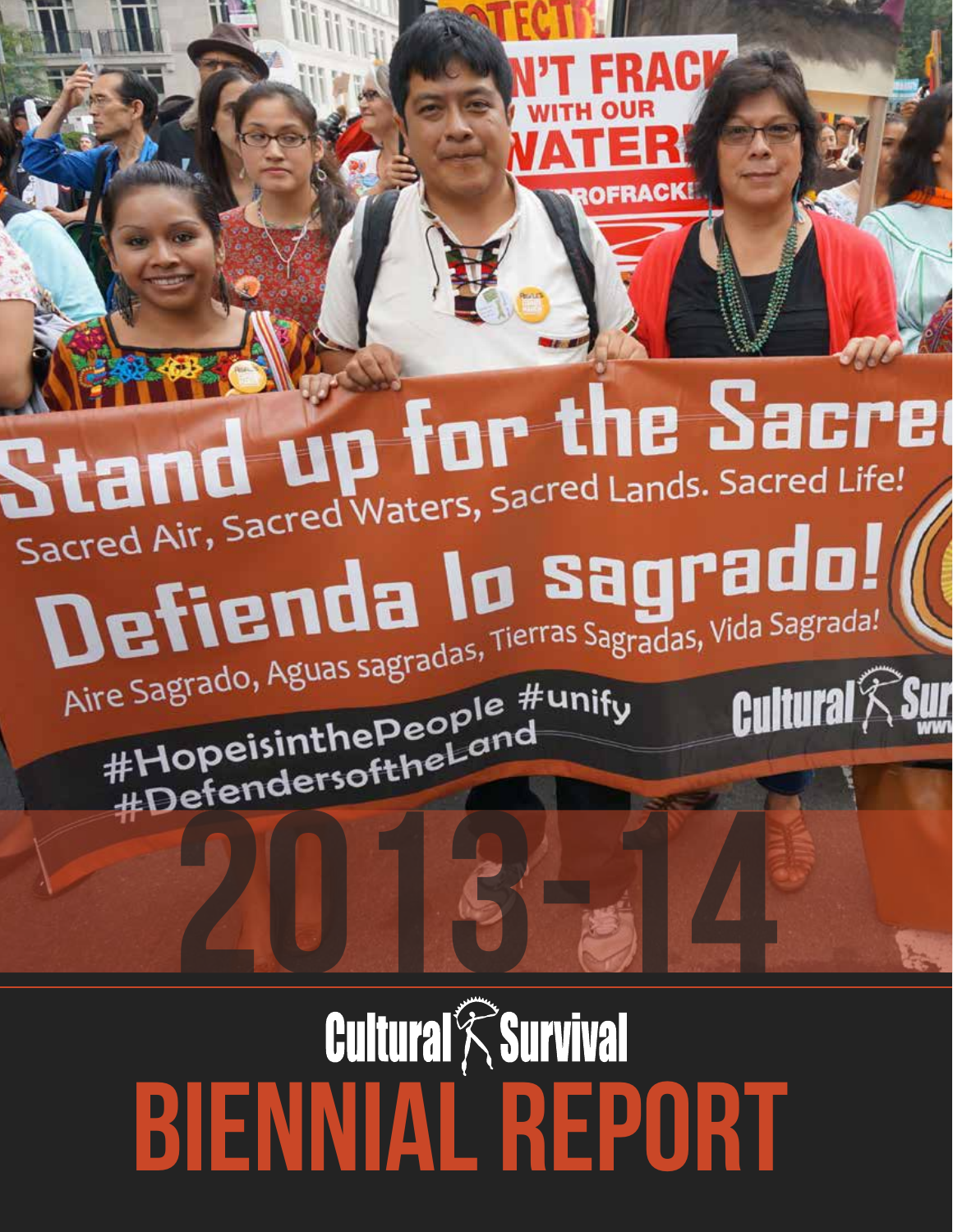# 2013-14

## Cultural Survival

# BIENNIAL REPORT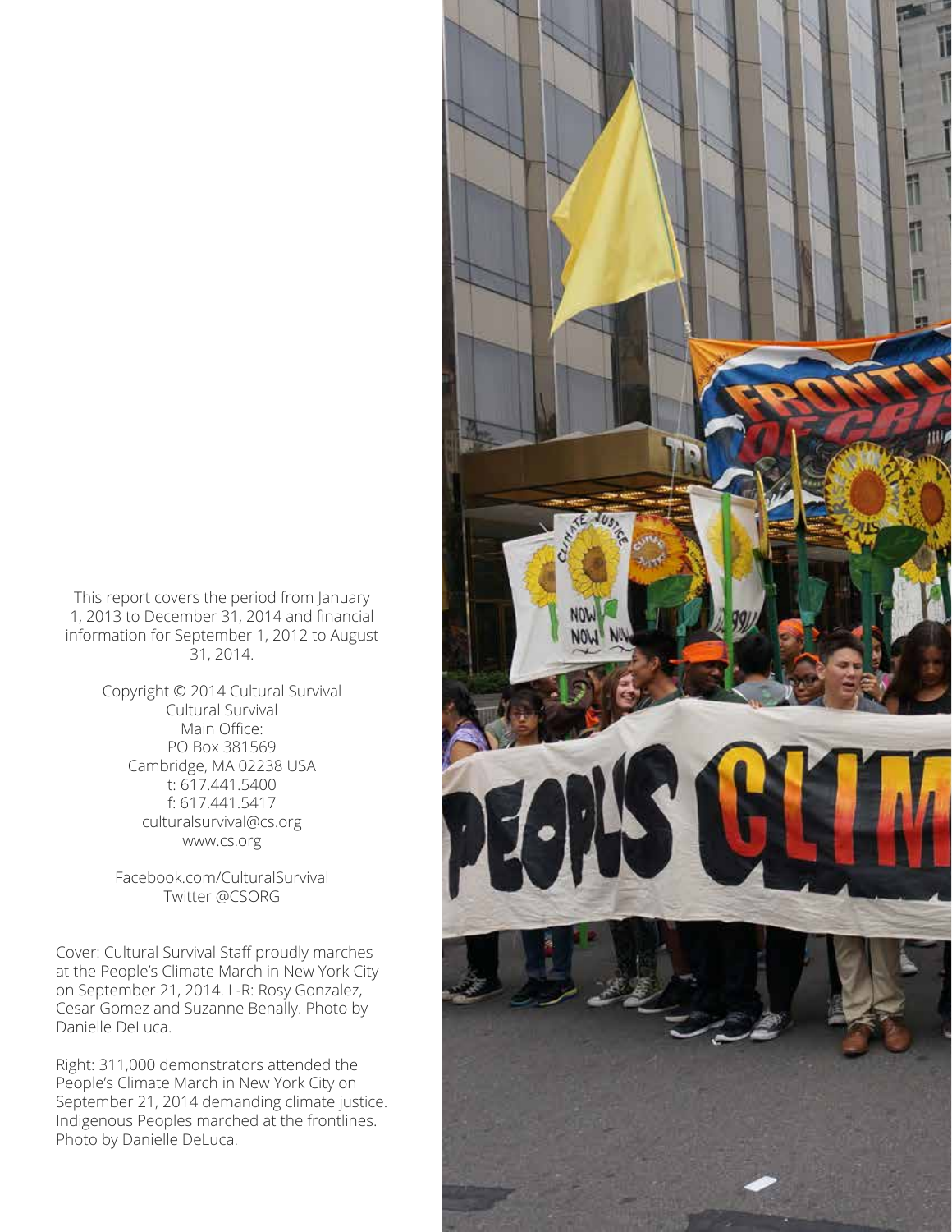This report covers the period from January 1, 2013 to December 31, 2014 and financial information for September 1, 2012 to August 31, 2014.

Copyright © 2014 Cultural Survival
Cultural Survival
Main Office:
PO Box 381569
Cambridge, MA 02238 USA
t: 617.441.5400
f: 617.441.5417
culturalsurvival@cs.org
www.cs.org

Facebook.com/CulturalSurvival
Twitter @CSORG

Cover: Cultural Survival Staff proudly marches at the People's Climate March in New York City on September 21, 2014. L-R: Rosy Gonzalez, Cesar Gomez and Suzanne Benally. Photo by Danielle DeLuca.

Right: 311,000 demonstrators attended the People's Climate March in New York City on September 21, 2014 demanding climate justice. Indigenous Peoples marched at the frontlines. Photo by Danielle DeLuca.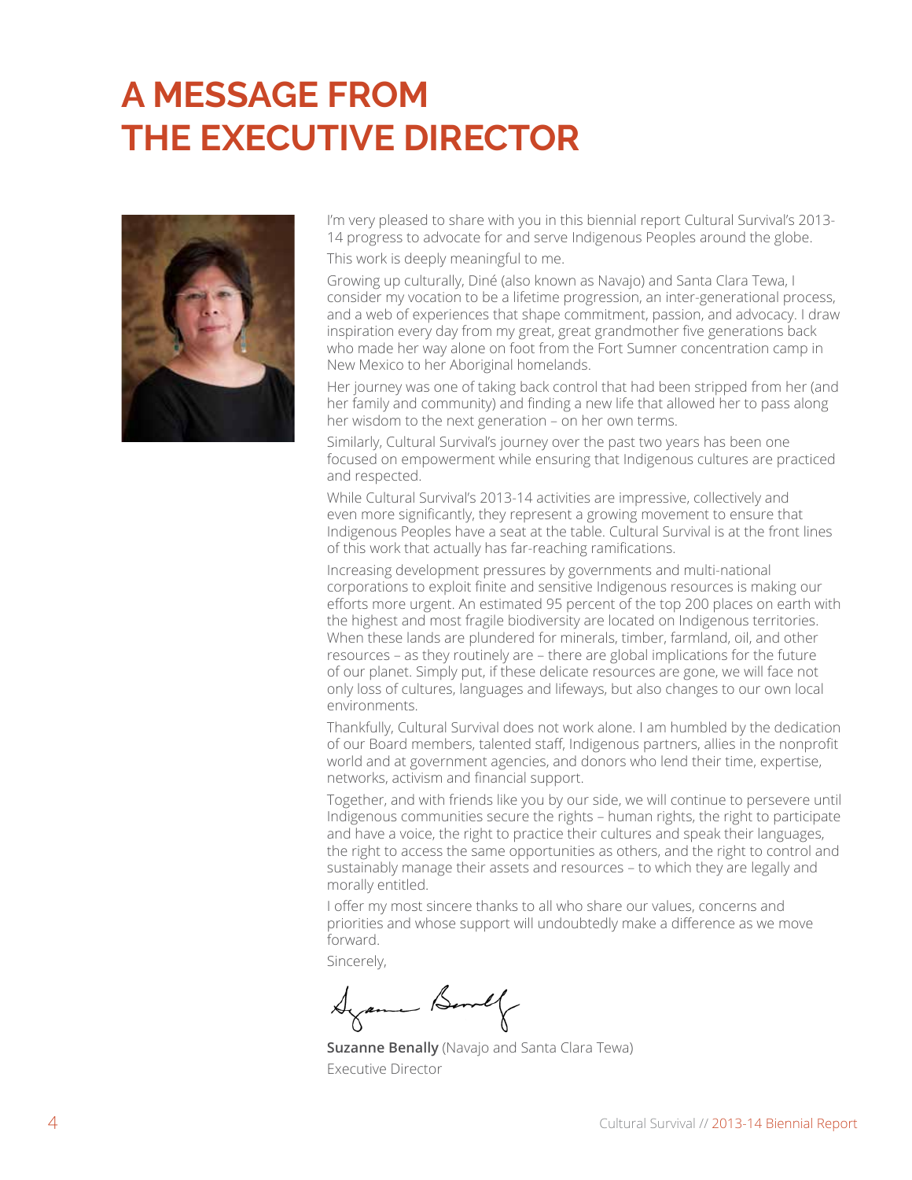# A MESSAGE FROM THE EXECUTIVE DIRECTOR

I'm very pleased to share with you in this biennial report Cultural Survival's 2013-14 progress to advocate for and serve Indigenous Peoples around the globe.

This work is deeply meaningful to me.

Growing up culturally, Diné (also known as Navajo) and Santa Clara Tewa, I consider my vocation to be a lifetime progression, an inter-generational process, and a web of experiences that shape commitment, passion, and advocacy. I draw inspiration every day from my great, great grandmother five generations back who made her way alone on foot from the Fort Sumner concentration camp in New Mexico to her Aboriginal homelands.

Her journey was one of taking back control that had been stripped from her (and her family and community) and finding a new life that allowed her to pass along her wisdom to the next generation – on her own terms.

Similarly, Cultural Survival's journey over the past two years has been one focused on empowerment while ensuring that Indigenous cultures are practiced and respected.

While Cultural Survival's 2013-14 activities are impressive, collectively and even more significantly, they represent a growing movement to ensure that Indigenous Peoples have a seat at the table. Cultural Survival is at the front lines of this work that actually has far-reaching ramifications.

Increasing development pressures by governments and multi-national corporations to exploit finite and sensitive Indigenous resources is making our efforts more urgent. An estimated 95 percent of the top 200 places on earth with the highest and most fragile biodiversity are located on Indigenous territories. When these lands are plundered for minerals, timber, farmland, oil, and other resources – as they routinely are – there are global implications for the future of our planet. Simply put, if these delicate resources are gone, we will face not only loss of cultures, languages and lifeways, but also changes to our own local environments.

Thankfully, Cultural Survival does not work alone. I am humbled by the dedication of our Board members, talented staff, Indigenous partners, allies in the nonprofit world and at government agencies, and donors who lend their time, expertise, networks, activism and financial support.

Together, and with friends like you by our side, we will continue to persevere until Indigenous communities secure the rights – human rights, the right to participate and have a voice, the right to practice their cultures and speak their languages, the right to access the same opportunities as others, and the right to control and sustainably manage their assets and resources – to which they are legally and morally entitled.

I offer my most sincere thanks to all who share our values, concerns and priorities and whose support will undoubtedly make a difference as we move forward.

Sincerely,

**Suzanne Benally** (Navajo and Santa Clara Tewa)
Executive Director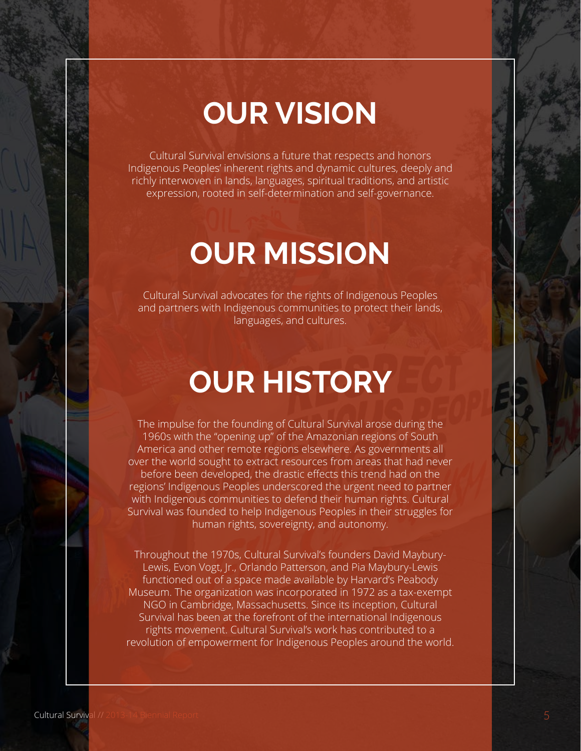# OUR VISION

Cultural Survival envisions a future that respects and honors Indigenous Peoples' inherent rights and dynamic cultures, deeply and richly interwoven in lands, languages, spiritual traditions, and artistic expression, rooted in self-determination and self-governance.

# OUR MISSION

Cultural Survival advocates for the rights of Indigenous Peoples and partners with Indigenous communities to protect their lands, languages, and cultures.

# OUR HISTORY

The impulse for the founding of Cultural Survival arose during the 1960s with the "opening up" of the Amazonian regions of South America and other remote regions elsewhere. As governments all over the world sought to extract resources from areas that had never before been developed, the drastic effects this trend had on the regions' Indigenous Peoples underscored the urgent need to partner with Indigenous communities to defend their human rights. Cultural Survival was founded to help Indigenous Peoples in their struggles for human rights, sovereignty, and autonomy.

Throughout the 1970s, Cultural Survival's founders David Maybury-Lewis, Evon Vogt, Jr., Orlando Patterson, and Pia Maybury-Lewis functioned out of a space made available by Harvard's Peabody Museum. The organization was incorporated in 1972 as a tax-exempt NGO in Cambridge, Massachusetts. Since its inception, Cultural Survival has been at the forefront of the international Indigenous rights movement. Cultural Survival's work has contributed to a revolution of empowerment for Indigenous Peoples around the world.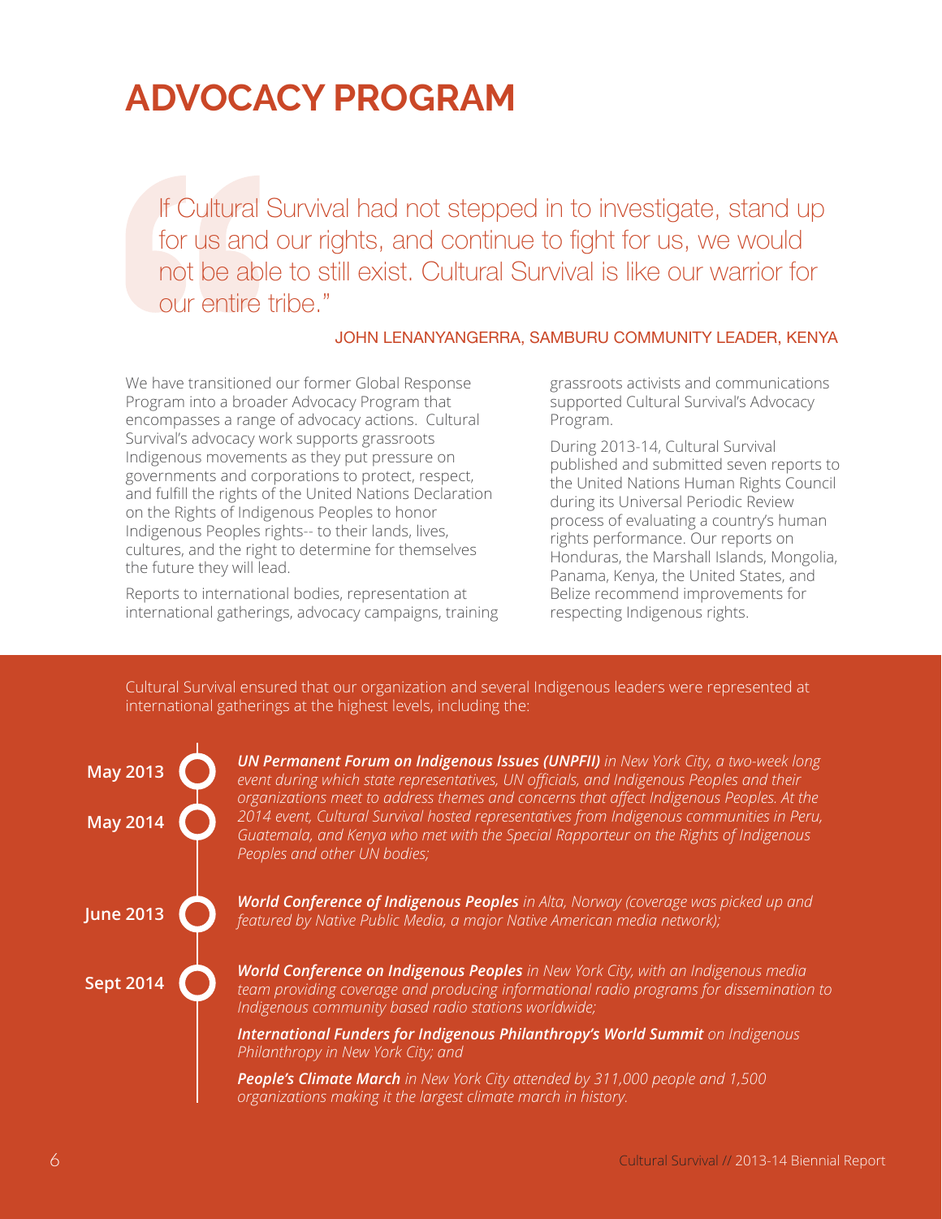# ADVOCACY PROGRAM

> If Cultural Survival had not stepped in to investigate, stand up for us and our rights, and continue to fight for us, we would not be able to still exist. Cultural Survival is like our warrior for our entire tribe."
>
> JOHN LENANYANGERRA, SAMBURU COMMUNITY LEADER, KENYA

We have transitioned our former Global Response Program into a broader Advocacy Program that encompasses a range of advocacy actions. Cultural Survival's advocacy work supports grassroots Indigenous movements as they put pressure on governments and corporations to protect, respect, and fulfill the rights of the United Nations Declaration on the Rights of Indigenous Peoples to honor Indigenous Peoples rights-- to their lands, lives, cultures, and the right to determine for themselves the future they will lead.

Reports to international bodies, representation at international gatherings, advocacy campaigns, training grassroots activists and communications supported Cultural Survival's Advocacy Program.

During 2013-14, Cultural Survival published and submitted seven reports to the United Nations Human Rights Council during its Universal Periodic Review process of evaluating a country's human rights performance. Our reports on Honduras, the Marshall Islands, Mongolia, Panama, Kenya, the United States, and Belize recommend improvements for respecting Indigenous rights.

Cultural Survival ensured that our organization and several Indigenous leaders were represented at international gatherings at the highest levels, including the:

**May 2013**
**May 2014**

***UN Permanent Forum on Indigenous Issues (UNPFII)*** *in New York City, a two-week long event during which state representatives, UN officials, and Indigenous Peoples and their organizations meet to address themes and concerns that affect Indigenous Peoples. At the 2014 event, Cultural Survival hosted representatives from Indigenous communities in Peru, Guatemala, and Kenya who met with the Special Rapporteur on the Rights of Indigenous Peoples and other UN bodies;*

**June 2013**

***World Conference of Indigenous Peoples*** *in Alta, Norway (coverage was picked up and featured by Native Public Media, a major Native American media network);*

**Sept 2014**

***World Conference on Indigenous Peoples*** *in New York City, with an Indigenous media team providing coverage and producing informational radio programs for dissemination to Indigenous community based radio stations worldwide;*

***International Funders for Indigenous Philanthropy's World Summit*** *on Indigenous Philanthropy in New York City; and*

***People's Climate March*** *in New York City attended by 311,000 people and 1,500 organizations making it the largest climate march in history.*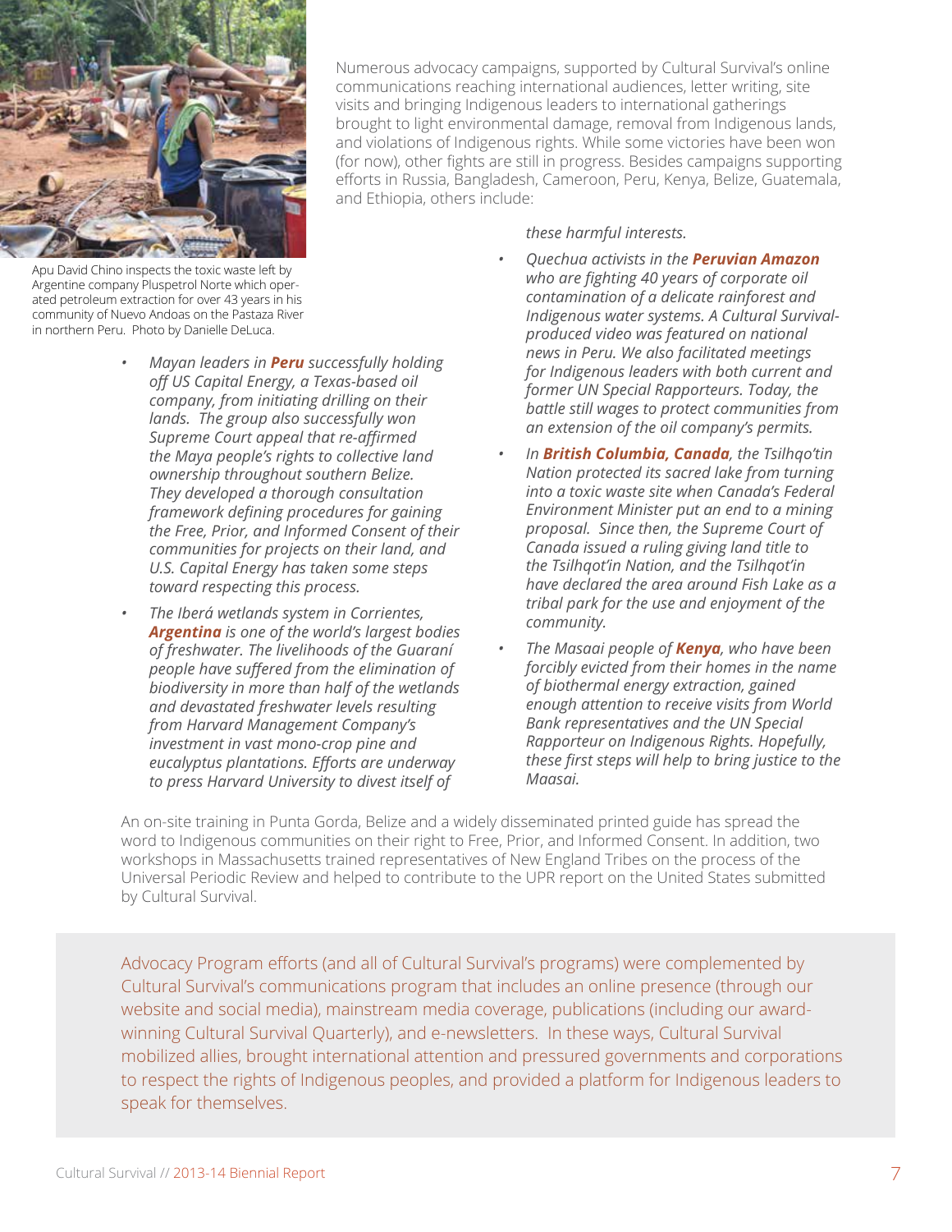Numerous advocacy campaigns, supported by Cultural Survival's online communications reaching international audiences, letter writing, site visits and bringing Indigenous leaders to international gatherings brought to light environmental damage, removal from Indigenous lands, and violations of Indigenous rights. While some victories have been won (for now), other fights are still in progress. Besides campaigns supporting efforts in Russia, Bangladesh, Cameroon, Peru, Kenya, Belize, Guatemala, and Ethiopia, others include:

Apu David Chino inspects the toxic waste left by Argentine company Pluspetrol Norte which operated petroleum extraction for over 43 years in his community of Nuevo Andoas on the Pastaza River in northern Peru. Photo by Danielle DeLuca.

- *Mayan leaders in* ***Peru*** *successfully holding off US Capital Energy, a Texas-based oil company, from initiating drilling on their lands. The group also successfully won Supreme Court appeal that re-affirmed the Maya people's rights to collective land ownership throughout southern Belize. They developed a thorough consultation framework defining procedures for gaining the Free, Prior, and Informed Consent of their communities for projects on their land, and U.S. Capital Energy has taken some steps toward respecting this process.*
- *The Iberá wetlands system in Corrientes,* ***Argentina*** *is one of the world's largest bodies of freshwater. The livelihoods of the Guaraní people have suffered from the elimination of biodiversity in more than half of the wetlands and devastated freshwater levels resulting from Harvard Management Company's investment in vast mono-crop pine and eucalyptus plantations. Efforts are underway to press Harvard University to divest itself of these harmful interests.*
- *Quechua activists in the* ***Peruvian Amazon*** *who are fighting 40 years of corporate oil contamination of a delicate rainforest and Indigenous water systems. A Cultural Survival-produced video was featured on national news in Peru. We also facilitated meetings for Indigenous leaders with both current and former UN Special Rapporteurs. Today, the battle still wages to protect communities from an extension of the oil company's permits.*
- *In* ***British Columbia, Canada****, the Tsilhqo'tin Nation protected its sacred lake from turning into a toxic waste site when Canada's Federal Environment Minister put an end to a mining proposal. Since then, the Supreme Court of Canada issued a ruling giving land title to the Tsilhqot'in Nation, and the Tsilhqot'in have declared the area around Fish Lake as a tribal park for the use and enjoyment of the community.*
- *The Masaai people of* ***Kenya****, who have been forcibly evicted from their homes in the name of biothermal energy extraction, gained enough attention to receive visits from World Bank representatives and the UN Special Rapporteur on Indigenous Rights. Hopefully, these first steps will help to bring justice to the Maasai.*

An on-site training in Punta Gorda, Belize and a widely disseminated printed guide has spread the word to Indigenous communities on their right to Free, Prior, and Informed Consent. In addition, two workshops in Massachusetts trained representatives of New England Tribes on the process of the Universal Periodic Review and helped to contribute to the UPR report on the United States submitted by Cultural Survival.

Advocacy Program efforts (and all of Cultural Survival's programs) were complemented by Cultural Survival's communications program that includes an online presence (through our website and social media), mainstream media coverage, publications (including our award-winning Cultural Survival Quarterly), and e-newsletters. In these ways, Cultural Survival mobilized allies, brought international attention and pressured governments and corporations to respect the rights of Indigenous peoples, and provided a platform for Indigenous leaders to speak for themselves.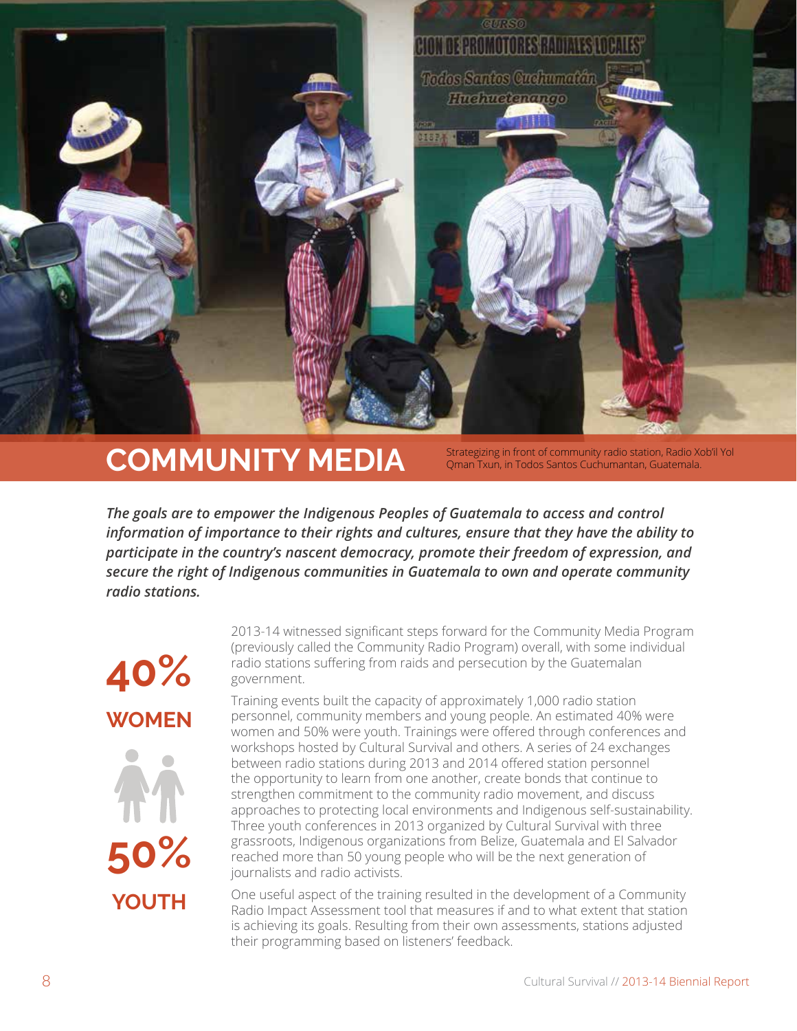# COMMUNITY MEDIA

Strategizing in front of community radio station, Radio Xob'il Yol Qman Txun, in Todos Santos Cuchumantan, Guatemala.

***The goals are to empower the Indigenous Peoples of Guatemala to access and control information of importance to their rights and cultures, ensure that they have the ability to participate in the country's nascent democracy, promote their freedom of expression, and secure the right of Indigenous communities in Guatemala to own and operate community radio stations.***

**40%**
**WOMEN**

**50%**
**YOUTH**

2013-14 witnessed significant steps forward for the Community Media Program (previously called the Community Radio Program) overall, with some individual radio stations suffering from raids and persecution by the Guatemalan government.

Training events built the capacity of approximately 1,000 radio station personnel, community members and young people. An estimated 40% were women and 50% were youth. Trainings were offered through conferences and workshops hosted by Cultural Survival and others. A series of 24 exchanges between radio stations during 2013 and 2014 offered station personnel the opportunity to learn from one another, create bonds that continue to strengthen commitment to the community radio movement, and discuss approaches to protecting local environments and Indigenous self-sustainability. Three youth conferences in 2013 organized by Cultural Survival with three grassroots, Indigenous organizations from Belize, Guatemala and El Salvador reached more than 50 young people who will be the next generation of journalists and radio activists.

One useful aspect of the training resulted in the development of a Community Radio Impact Assessment tool that measures if and to what extent that station is achieving its goals. Resulting from their own assessments, stations adjusted their programming based on listeners' feedback.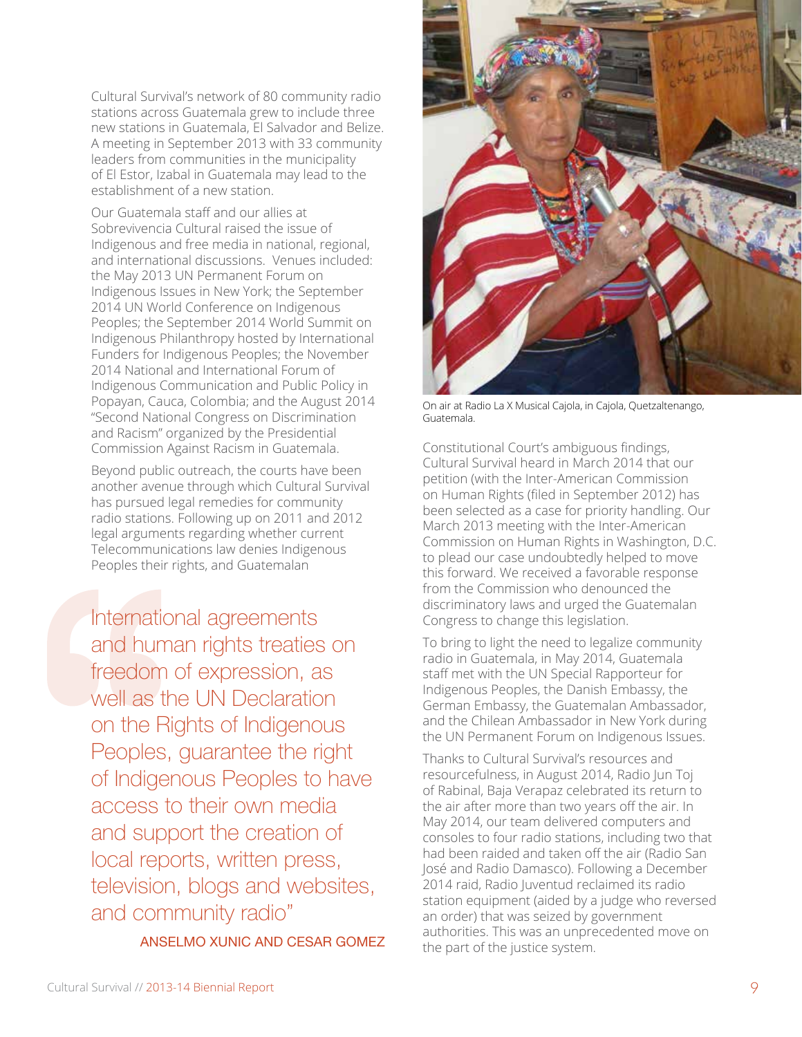Cultural Survival's network of 80 community radio stations across Guatemala grew to include three new stations in Guatemala, El Salvador and Belize. A meeting in September 2013 with 33 community leaders from communities in the municipality of El Estor, Izabal in Guatemala may lead to the establishment of a new station.

Our Guatemala staff and our allies at Sobrevivencia Cultural raised the issue of Indigenous and free media in national, regional, and international discussions. Venues included: the May 2013 UN Permanent Forum on Indigenous Issues in New York; the September 2014 UN World Conference on Indigenous Peoples; the September 2014 World Summit on Indigenous Philanthropy hosted by International Funders for Indigenous Peoples; the November 2014 National and International Forum of Indigenous Communication and Public Policy in Popayan, Cauca, Colombia; and the August 2014 "Second National Congress on Discrimination and Racism" organized by the Presidential Commission Against Racism in Guatemala.

Beyond public outreach, the courts have been another avenue through which Cultural Survival has pursued legal remedies for community radio stations. Following up on 2011 and 2012 legal arguments regarding whether current Telecommunications law denies Indigenous Peoples their rights, and Guatemalan Constitutional Court's ambiguous findings, Cultural Survival heard in March 2014 that our petition (with the Inter-American Commission on Human Rights (filed in September 2012) has been selected as a case for priority handling. Our March 2013 meeting with the Inter-American Commission on Human Rights in Washington, D.C. to plead our case undoubtedly helped to move this forward. We received a favorable response from the Commission who denounced the discriminatory laws and urged the Guatemalan Congress to change this legislation.

> "International agreements and human rights treaties on freedom of expression, as well as the UN Declaration on the Rights of Indigenous Peoples, guarantee the right of Indigenous Peoples to have access to their own media and support the creation of local reports, written press, television, blogs and websites, and community radio"
>
> ANSELMO XUNIC AND CESAR GOMEZ

On air at Radio La X Musical Cajola, in Cajola, Quetzaltenango, Guatemala.

To bring to light the need to legalize community radio in Guatemala, in May 2014, Guatemala staff met with the UN Special Rapporteur for Indigenous Peoples, the Danish Embassy, the German Embassy, the Guatemalan Ambassador, and the Chilean Ambassador in New York during the UN Permanent Forum on Indigenous Issues.

Thanks to Cultural Survival's resources and resourcefulness, in August 2014, Radio Jun Toj of Rabinal, Baja Verapaz celebrated its return to the air after more than two years off the air. In May 2014, our team delivered computers and consoles to four radio stations, including two that had been raided and taken off the air (Radio San José and Radio Damasco). Following a December 2014 raid, Radio Juventud reclaimed its radio station equipment (aided by a judge who reversed an order) that was seized by government authorities. This was an unprecedented move on the part of the justice system.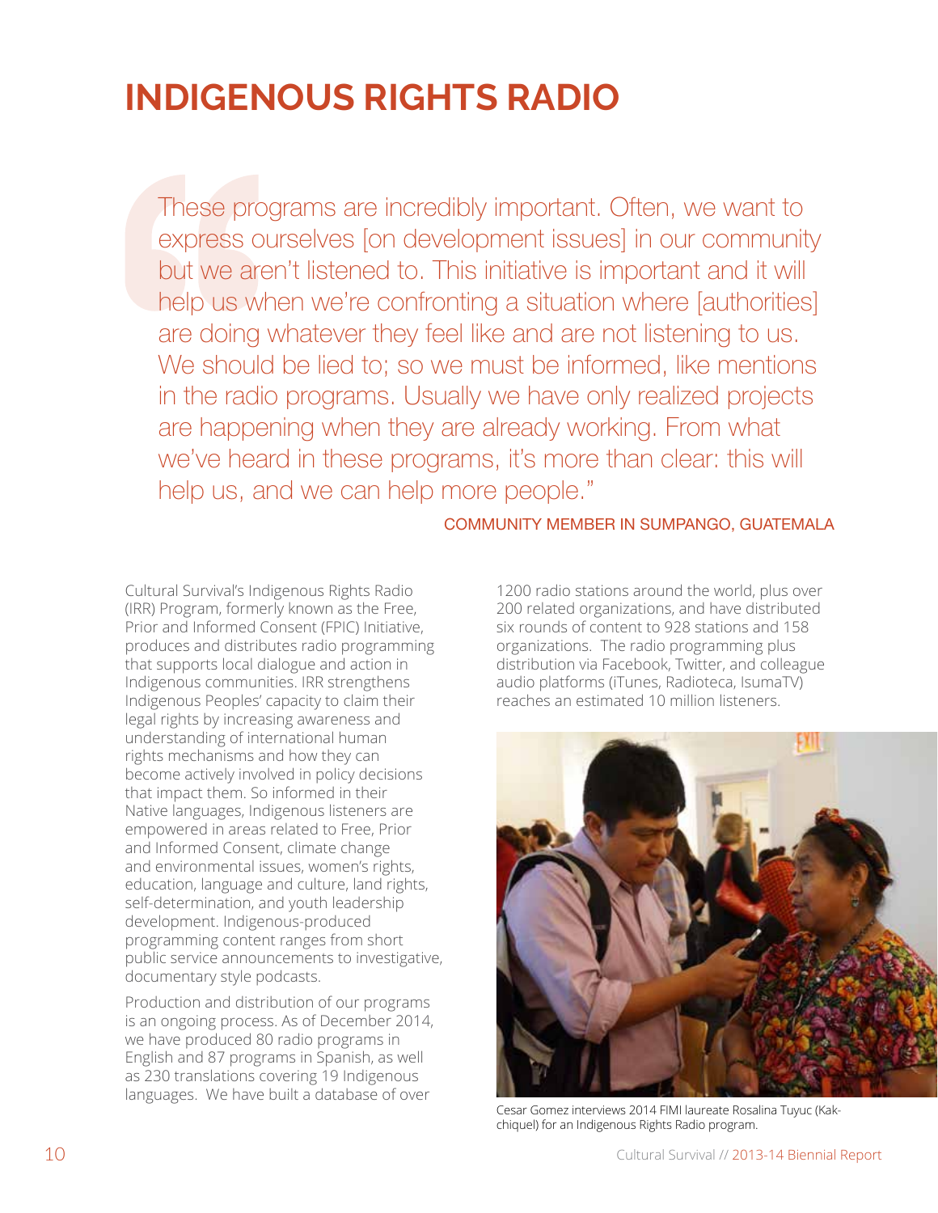# INDIGENOUS RIGHTS RADIO

> These programs are incredibly important. Often, we want to express ourselves [on development issues] in our community but we aren't listened to. This initiative is important and it will help us when we're confronting a situation where [authorities] are doing whatever they feel like and are not listening to us. We should be lied to; so we must be informed, like mentions in the radio programs. Usually we have only realized projects are happening when they are already working. From what we've heard in these programs, it's more than clear: this will help us, and we can help more people."
>
> COMMUNITY MEMBER IN SUMPANGO, GUATEMALA

Cultural Survival's Indigenous Rights Radio (IRR) Program, formerly known as the Free, Prior and Informed Consent (FPIC) Initiative, produces and distributes radio programming that supports local dialogue and action in Indigenous communities. IRR strengthens Indigenous Peoples' capacity to claim their legal rights by increasing awareness and understanding of international human rights mechanisms and how they can become actively involved in policy decisions that impact them. So informed in their Native languages, Indigenous listeners are empowered in areas related to Free, Prior and Informed Consent, climate change and environmental issues, women's rights, education, language and culture, land rights, self-determination, and youth leadership development. Indigenous-produced programming content ranges from short public service announcements to investigative, documentary style podcasts.

Production and distribution of our programs is an ongoing process. As of December 2014, we have produced 80 radio programs in English and 87 programs in Spanish, as well as 230 translations covering 19 Indigenous languages. We have built a database of over 1200 radio stations around the world, plus over 200 related organizations, and have distributed six rounds of content to 928 stations and 158 organizations. The radio programming plus distribution via Facebook, Twitter, and colleague audio platforms (iTunes, Radioteca, IsumaTV) reaches an estimated 10 million listeners.

Cesar Gomez interviews 2014 FIMI laureate Rosalina Tuyuc (Kakchiquel) for an Indigenous Rights Radio program.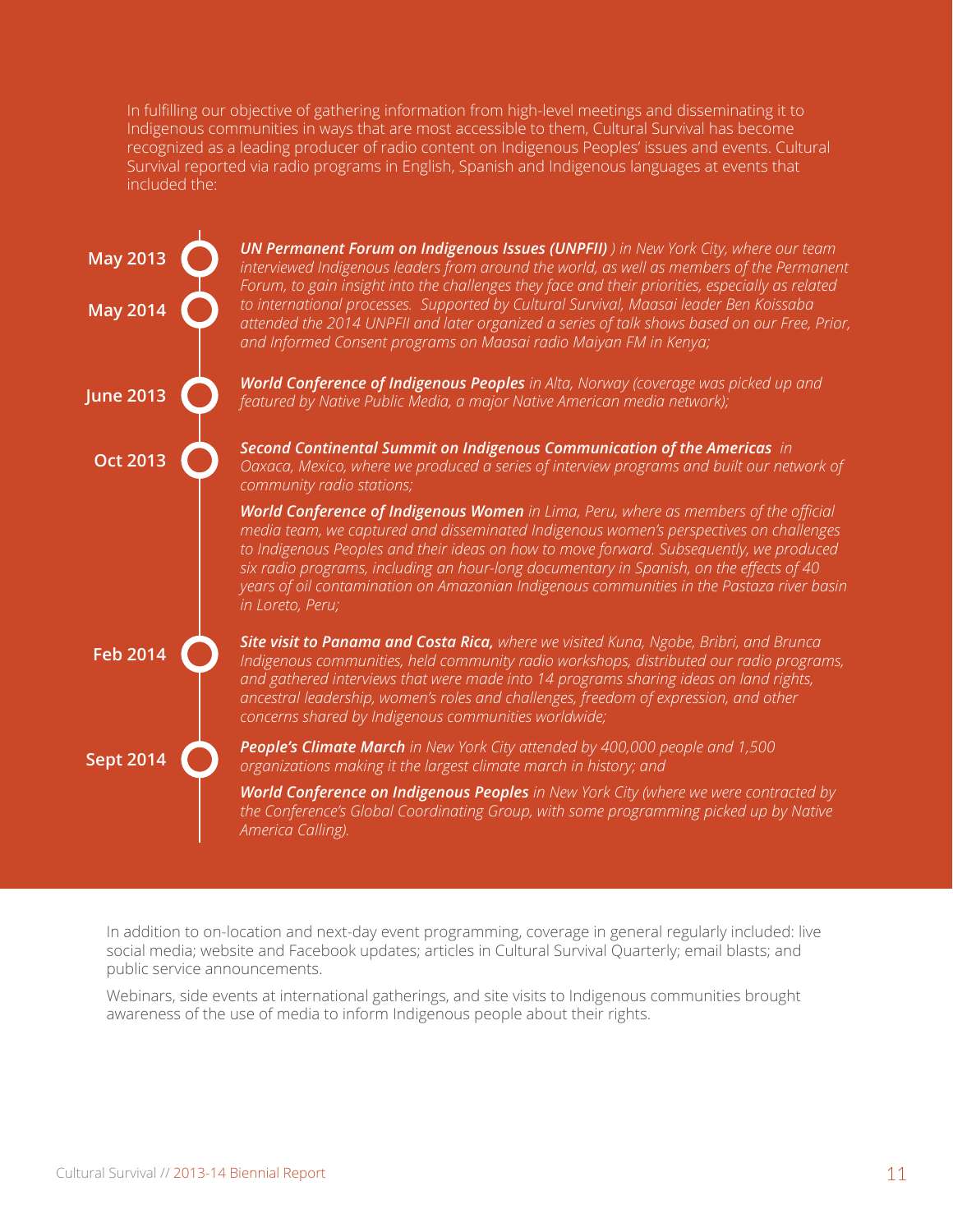In fulfilling our objective of gathering information from high-level meetings and disseminating it to Indigenous communities in ways that are most accessible to them, Cultural Survival has become recognized as a leading producer of radio content on Indigenous Peoples' issues and events. Cultural Survival reported via radio programs in English, Spanish and Indigenous languages at events that included the:

**May 2013**
**May 2014**

***UN Permanent Forum on Indigenous Issues (UNPFII)*** *) in New York City, where our team interviewed Indigenous leaders from around the world, as well as members of the Permanent Forum, to gain insight into the challenges they face and their priorities, especially as related to international processes. Supported by Cultural Survival, Maasai leader Ben Koissaba attended the 2014 UNPFII and later organized a series of talk shows based on our Free, Prior, and Informed Consent programs on Maasai radio Maiyan FM in Kenya;*

**June 2013**

***World Conference of Indigenous Peoples*** *in Alta, Norway (coverage was picked up and featured by Native Public Media, a major Native American media network);*

**Oct 2013**

***Second Continental Summit on Indigenous Communication of the Americas*** *in Oaxaca, Mexico, where we produced a series of interview programs and built our network of community radio stations;*

***World Conference of Indigenous Women*** *in Lima, Peru, where as members of the official media team, we captured and disseminated Indigenous women's perspectives on challenges to Indigenous Peoples and their ideas on how to move forward. Subsequently, we produced six radio programs, including an hour-long documentary in Spanish, on the effects of 40 years of oil contamination on Amazonian Indigenous communities in the Pastaza river basin in Loreto, Peru;*

**Feb 2014**

***Site visit to Panama and Costa Rica,*** *where we visited Kuna, Ngobe, Bribri, and Brunca Indigenous communities, held community radio workshops, distributed our radio programs, and gathered interviews that were made into 14 programs sharing ideas on land rights, ancestral leadership, women's roles and challenges, freedom of expression, and other concerns shared by Indigenous communities worldwide;*

**Sept 2014**

***People's Climate March*** *in New York City attended by 400,000 people and 1,500 organizations making it the largest climate march in history; and*

***World Conference on Indigenous Peoples*** *in New York City (where we were contracted by the Conference's Global Coordinating Group, with some programming picked up by Native America Calling).*

In addition to on-location and next-day event programming, coverage in general regularly included: live social media; website and Facebook updates; articles in Cultural Survival Quarterly; email blasts; and public service announcements.

Webinars, side events at international gatherings, and site visits to Indigenous communities brought awareness of the use of media to inform Indigenous people about their rights.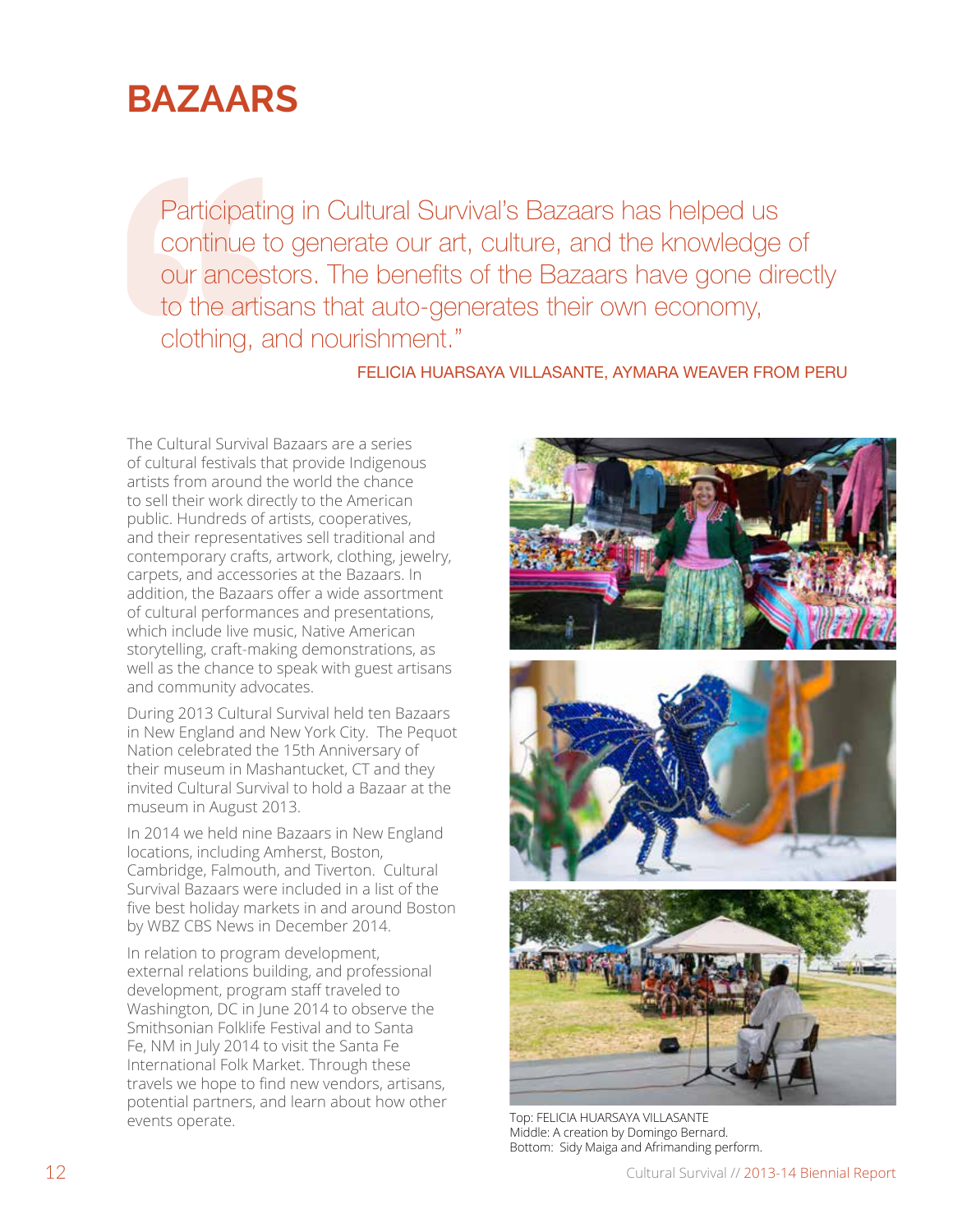# BAZAARS

> Participating in Cultural Survival's Bazaars has helped us continue to generate our art, culture, and the knowledge of our ancestors. The benefits of the Bazaars have gone directly to the artisans that auto-generates their own economy, clothing, and nourishment."
>
> FELICIA HUARSAYA VILLASANTE, AYMARA WEAVER FROM PERU

The Cultural Survival Bazaars are a series of cultural festivals that provide Indigenous artists from around the world the chance to sell their work directly to the American public. Hundreds of artists, cooperatives, and their representatives sell traditional and contemporary crafts, artwork, clothing, jewelry, carpets, and accessories at the Bazaars. In addition, the Bazaars offer a wide assortment of cultural performances and presentations, which include live music, Native American storytelling, craft-making demonstrations, as well as the chance to speak with guest artisans and community advocates.

During 2013 Cultural Survival held ten Bazaars in New England and New York City. The Pequot Nation celebrated the 15th Anniversary of their museum in Mashantucket, CT and they invited Cultural Survival to hold a Bazaar at the museum in August 2013.

In 2014 we held nine Bazaars in New England locations, including Amherst, Boston, Cambridge, Falmouth, and Tiverton. Cultural Survival Bazaars were included in a list of the five best holiday markets in and around Boston by WBZ CBS News in December 2014.

In relation to program development, external relations building, and professional development, program staff traveled to Washington, DC in June 2014 to observe the Smithsonian Folklife Festival and to Santa Fe, NM in July 2014 to visit the Santa Fe International Folk Market. Through these travels we hope to find new vendors, artisans, potential partners, and learn about how other events operate.

Top: FELICIA HUARSAYA VILLASANTE
Middle: A creation by Domingo Bernard.
Bottom: Sidy Maiga and Afrimanding perform.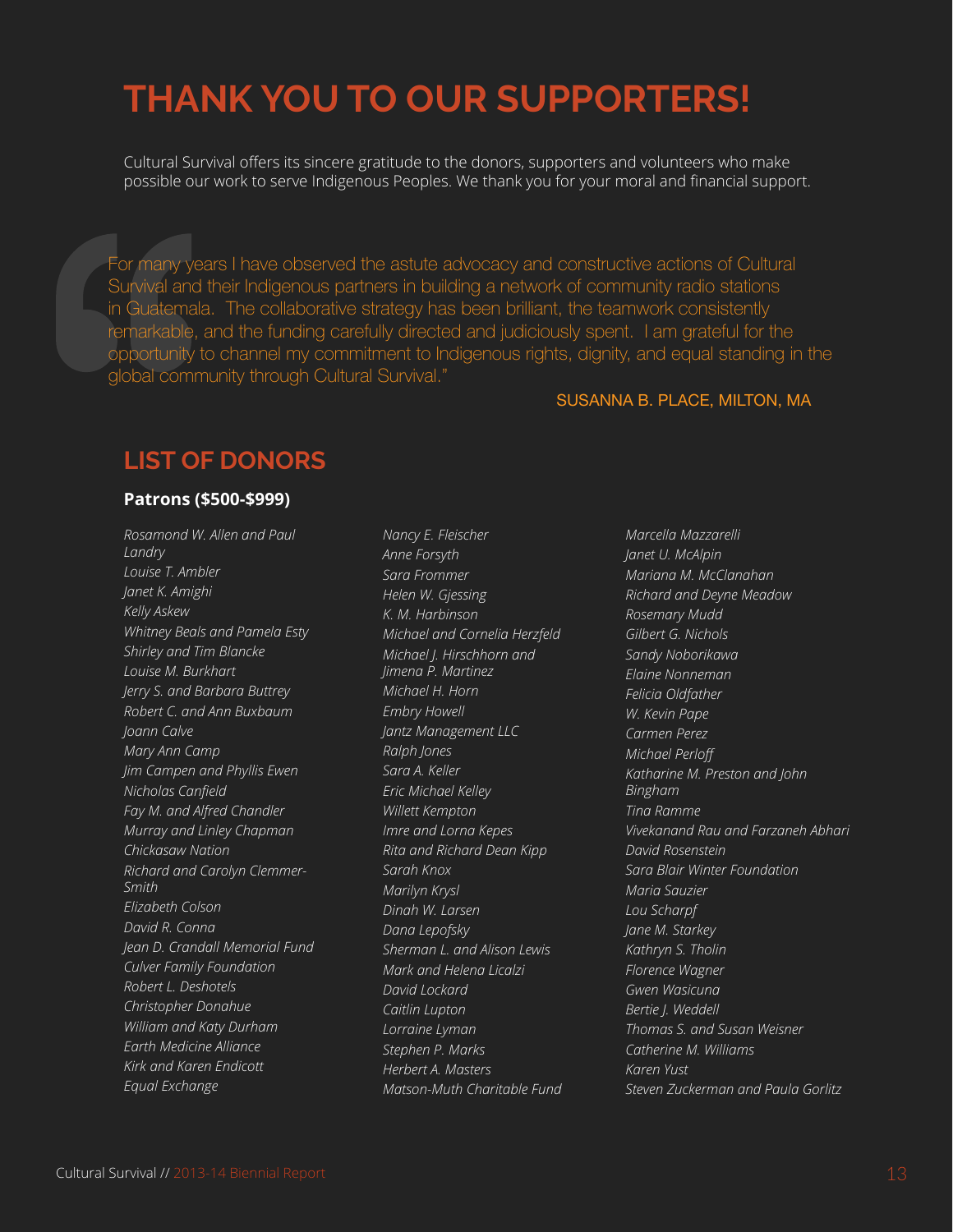# THANK YOU TO OUR SUPPORTERS!

Cultural Survival offers its sincere gratitude to the donors, supporters and volunteers who make possible our work to serve Indigenous Peoples. We thank you for your moral and financial support.

> For many years I have observed the astute advocacy and constructive actions of Cultural Survival and their Indigenous partners in building a network of community radio stations in Guatemala. The collaborative strategy has been brilliant, the teamwork consistently remarkable, and the funding carefully directed and judiciously spent. I am grateful for the opportunity to channel my commitment to Indigenous rights, dignity, and equal standing in the global community through Cultural Survival."
>
> SUSANNA B. PLACE, MILTON, MA

## LIST OF DONORS

**Patrons ($500-$999)**

*Rosamond W. Allen and Paul Landry*
*Louise T. Ambler*
*Janet K. Amighi*
*Kelly Askew*
*Whitney Beals and Pamela Esty*
*Shirley and Tim Blancke*
*Louise M. Burkhart*
*Jerry S. and Barbara Buttrey*
*Robert C. and Ann Buxbaum*
*Joann Calve*
*Mary Ann Camp*
*Jim Campen and Phyllis Ewen*
*Nicholas Canfield*
*Fay M. and Alfred Chandler*
*Murray and Linley Chapman*
*Chickasaw Nation*
*Richard and Carolyn Clemmer-Smith*
*Elizabeth Colson*
*David R. Conna*
*Jean D. Crandall Memorial Fund*
*Culver Family Foundation*
*Robert L. Deshotels*
*Christopher Donahue*
*William and Katy Durham*
*Earth Medicine Alliance*
*Kirk and Karen Endicott*
*Equal Exchange*
*Nancy E. Fleischer*
*Anne Forsyth*
*Sara Frommer*
*Helen W. Gjessing*
*K. M. Harbinson*
*Michael and Cornelia Herzfeld*
*Michael J. Hirschhorn and Jimena P. Martinez*
*Michael H. Horn*
*Embry Howell*
*Jantz Management LLC*
*Ralph Jones*
*Sara A. Keller*
*Eric Michael Kelley*
*Willett Kempton*
*Imre and Lorna Kepes*
*Rita and Richard Dean Kipp*
*Sarah Knox*
*Marilyn Krysl*
*Dinah W. Larsen*
*Dana Lepofsky*
*Sherman L. and Alison Lewis*
*Mark and Helena Licalzi*
*David Lockard*
*Caitlin Lupton*
*Lorraine Lyman*
*Stephen P. Marks*
*Herbert A. Masters*
*Matson-Muth Charitable Fund*
*Marcella Mazzarelli*
*Janet U. McAlpin*
*Mariana M. McClanahan*
*Richard and Deyne Meadow*
*Rosemary Mudd*
*Gilbert G. Nichols*
*Sandy Noborikawa*
*Elaine Nonneman*
*Felicia Oldfather*
*W. Kevin Pape*
*Carmen Perez*
*Michael Perloff*
*Katharine M. Preston and John Bingham*
*Tina Ramme*
*Vivekanand Rau and Farzaneh Abhari*
*David Rosenstein*
*Sara Blair Winter Foundation*
*Maria Sauzier*
*Lou Scharpf*
*Jane M. Starkey*
*Kathryn S. Tholin*
*Florence Wagner*
*Gwen Wasicuna*
*Bertie J. Weddell*
*Thomas S. and Susan Weisner*
*Catherine M. Williams*
*Karen Yust*
*Steven Zuckerman and Paula Gorlitz*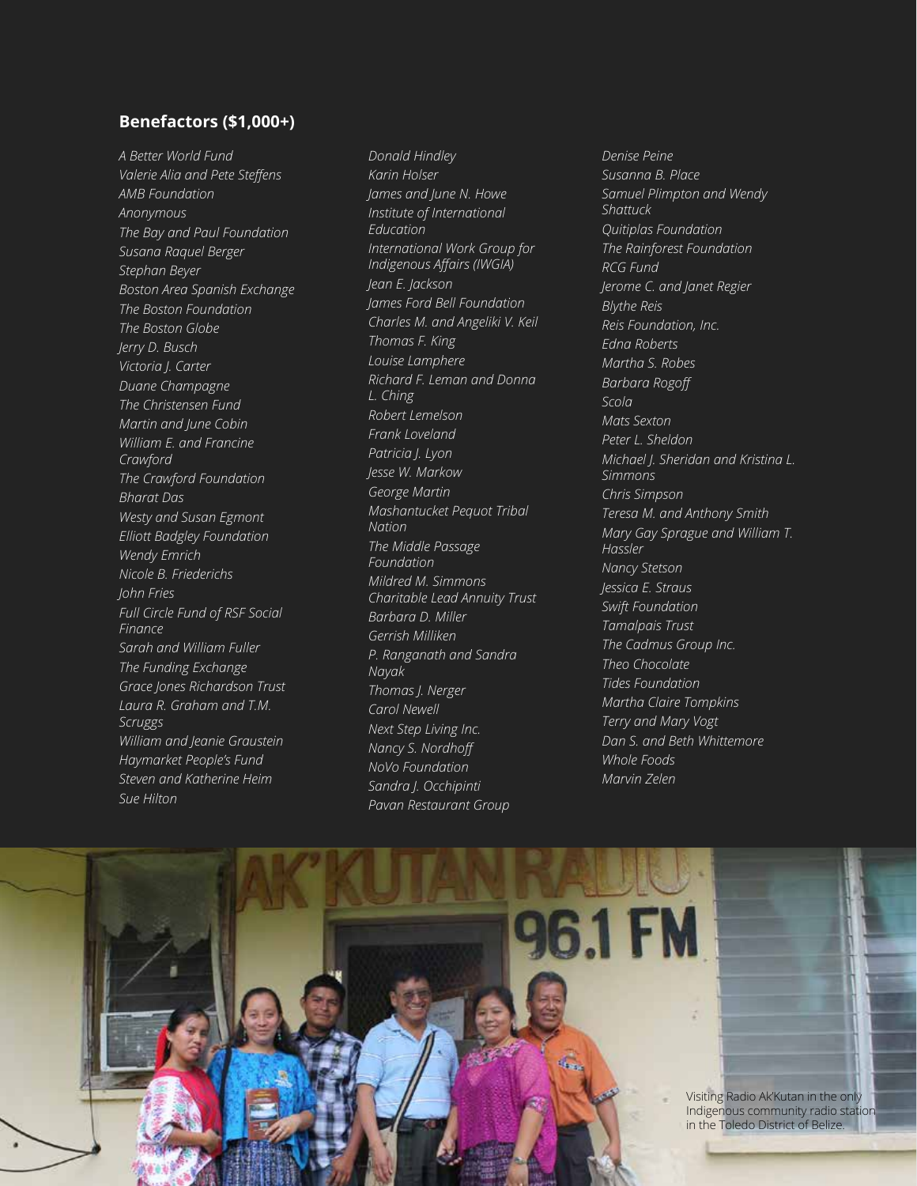## Benefactors ($1,000+)

*A Better World Fund*
*Valerie Alia and Pete Steffens*
*AMB Foundation*
*Anonymous*
*The Bay and Paul Foundation*
*Susana Raquel Berger*
*Stephan Beyer*
*Boston Area Spanish Exchange*
*The Boston Foundation*
*The Boston Globe*
*Jerry D. Busch*
*Victoria J. Carter*
*Duane Champagne*
*The Christensen Fund*
*Martin and June Cobin*
*William E. and Francine Crawford*
*The Crawford Foundation*
*Bharat Das*
*Westy and Susan Egmont*
*Elliott Badgley Foundation*
*Wendy Emrich*
*Nicole B. Friederichs*
*John Fries*
*Full Circle Fund of RSF Social Finance*
*Sarah and William Fuller*
*The Funding Exchange*
*Grace Jones Richardson Trust*
*Laura R. Graham and T.M. Scruggs*
*William and Jeanie Graustein*
*Haymarket People's Fund*
*Steven and Katherine Heim*
*Sue Hilton*
*Donald Hindley*
*Karin Holser*
*James and June N. Howe*
*Institute of International Education*
*International Work Group for Indigenous Affairs (IWGIA)*
*Jean E. Jackson*
*James Ford Bell Foundation*
*Charles M. and Angeliki V. Keil*
*Thomas F. King*
*Louise Lamphere*
*Richard F. Leman and Donna L. Ching*
*Robert Lemelson*
*Frank Loveland*
*Patricia J. Lyon*
*Jesse W. Markow*
*George Martin*
*Mashantucket Pequot Tribal Nation*
*The Middle Passage Foundation*
*Mildred M. Simmons Charitable Lead Annuity Trust*
*Barbara D. Miller*
*Gerrish Milliken*
*P. Ranganath and Sandra Nayak*
*Thomas J. Nerger*
*Carol Newell*
*Next Step Living Inc.*
*Nancy S. Nordhoff*
*NoVo Foundation*
*Sandra J. Occhipinti*
*Pavan Restaurant Group*
*Denise Peine*
*Susanna B. Place*
*Samuel Plimpton and Wendy Shattuck*
*Quitiplas Foundation*
*The Rainforest Foundation*
*RCG Fund*
*Jerome C. and Janet Regier*
*Blythe Reis*
*Reis Foundation, Inc.*
*Edna Roberts*
*Martha S. Robes*
*Barbara Rogoff*
*Scola*
*Mats Sexton*
*Peter L. Sheldon*
*Michael J. Sheridan and Kristina L. Simmons*
*Chris Simpson*
*Teresa M. and Anthony Smith*
*Mary Gay Sprague and William T. Hassler*
*Nancy Stetson*
*Jessica E. Straus*
*Swift Foundation*
*Tamalpais Trust*
*The Cadmus Group Inc.*
*Theo Chocolate*
*Tides Foundation*
*Martha Claire Tompkins*
*Terry and Mary Vogt*
*Dan S. and Beth Whittemore*
*Whole Foods*
*Marvin Zelen*

Visiting Radio Ak'Kutan in the only Indigenous community radio station in the Toledo District of Belize.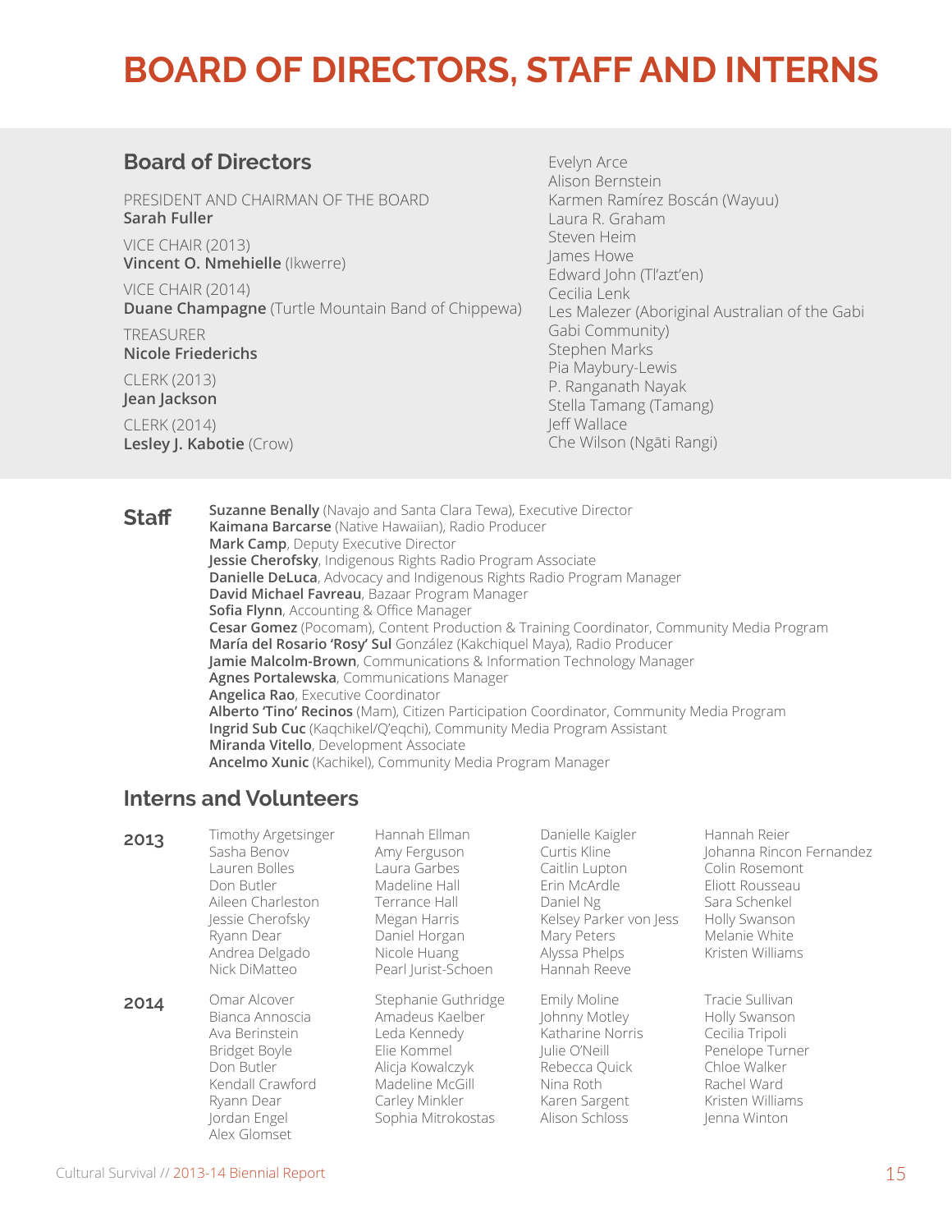# BOARD OF DIRECTORS, STAFF AND INTERNS

## Board of Directors

PRESIDENT AND CHAIRMAN OF THE BOARD
**Sarah Fuller**

VICE CHAIR (2013)
**Vincent O. Nmehielle** (Ikwerre)

VICE CHAIR (2014)
**Duane Champagne** (Turtle Mountain Band of Chippewa)

TREASURER
**Nicole Friederichs**

CLERK (2013)
**Jean Jackson**

CLERK (2014)
**Lesley J. Kabotie** (Crow)

Evelyn Arce
Alison Bernstein
Karmen Ramírez Boscán (Wayuu)
Laura R. Graham
Steven Heim
James Howe
Edward John (Tl'azt'en)
Cecilia Lenk
Les Malezer (Aboriginal Australian of the Gabi Gabi Community)
Stephen Marks
Pia Maybury-Lewis
P. Ranganath Nayak
Stella Tamang (Tamang)
Jeff Wallace
Che Wilson (Ngāti Rangi)

## Staff

**Suzanne Benally** (Navajo and Santa Clara Tewa), Executive Director
**Kaimana Barcarse** (Native Hawaiian), Radio Producer
**Mark Camp**, Deputy Executive Director
**Jessie Cherofsky**, Indigenous Rights Radio Program Associate
**Danielle DeLuca**, Advocacy and Indigenous Rights Radio Program Manager
**David Michael Favreau**, Bazaar Program Manager
**Sofia Flynn**, Accounting & Office Manager
**Cesar Gomez** (Pocomam), Content Production & Training Coordinator, Community Media Program
**María del Rosario 'Rosy' Sul** González (Kakchiquel Maya), Radio Producer
**Jamie Malcolm-Brown**, Communications & Information Technology Manager
**Agnes Portalewska**, Communications Manager
**Angelica Rao**, Executive Coordinator
**Alberto 'Tino' Recinos** (Mam), Citizen Participation Coordinator, Community Media Program
**Ingrid Sub Cuc** (Kaqchikel/Q'eqchi), Community Media Program Assistant
**Miranda Vitello**, Development Associate
**Ancelmo Xunic** (Kachikel), Community Media Program Manager

## Interns and Volunteers

**2013**

Timothy Argetsinger
Sasha Benov
Lauren Bolles
Don Butler
Aileen Charleston
Jessie Cherofsky
Ryann Dear
Andrea Delgado
Nick DiMatteo
Hannah Ellman
Amy Ferguson
Laura Garbes
Madeline Hall
Terrance Hall
Megan Harris
Daniel Horgan
Nicole Huang
Pearl Jurist-Schoen
Danielle Kaigler
Curtis Kline
Caitlin Lupton
Erin McArdle
Daniel Ng
Kelsey Parker von Jess
Mary Peters
Alyssa Phelps
Hannah Reeve
Hannah Reier
Johanna Rincon Fernandez
Colin Rosemont
Eliott Rousseau
Sara Schenkel
Holly Swanson
Melanie White
Kristen Williams

**2014**

Omar Alcover
Bianca Annoscia
Ava Berinstein
Bridget Boyle
Don Butler
Kendall Crawford
Ryann Dear
Jordan Engel
Alex Glomset
Stephanie Guthridge
Amadeus Kaelber
Leda Kennedy
Elie Kommel
Alicja Kowalczyk
Madeline McGill
Carley Minkler
Sophia Mitrokostas
Emily Moline
Johnny Motley
Katharine Norris
Julie O'Neill
Rebecca Quick
Nina Roth
Karen Sargent
Alison Schloss
Tracie Sullivan
Holly Swanson
Cecilia Tripoli
Penelope Turner
Chloe Walker
Rachel Ward
Kristen Williams
Jenna Winton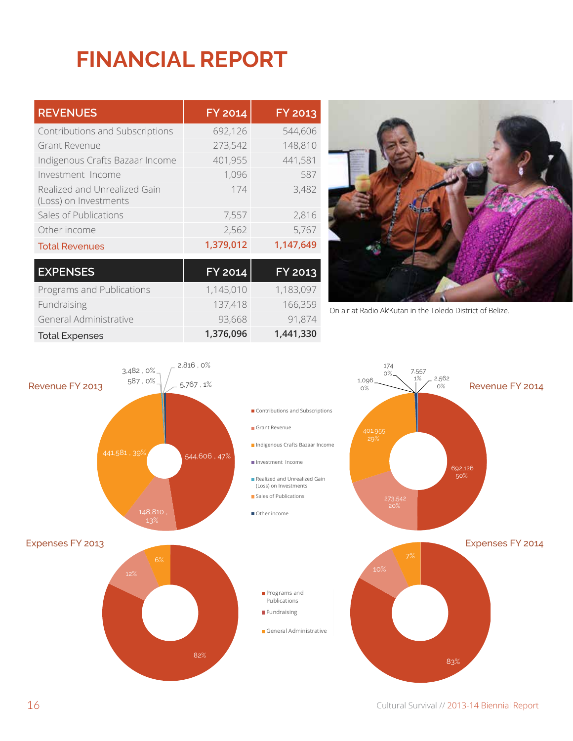# FINANCIAL REPORT

| REVENUES | FY 2014 | FY 2013 |
|---|---|---|
| Contributions and Subscriptions | 692,126 | 544,606 |
| Grant Revenue | 273,542 | 148,810 |
| Indigenous Crafts Bazaar Income | 401,955 | 441,581 |
| Investment Income | 1,096 | 587 |
| Realized and Unrealized Gain (Loss) on Investments | 174 | 3,482 |
| Sales of Publications | 7,557 | 2,816 |
| Other income | 2,562 | 5,767 |
| **Total Revenues** | **1,379,012** | **1,147,649** |

| EXPENSES | FY 2014 | FY 2013 |
|---|---|---|
| Programs and Publications | 1,145,010 | 1,183,097 |
| Fundraising | 137,418 | 166,359 |
| General Administrative | 93,668 | 91,874 |
| **Total Expenses** | **1,376,096** | **1,441,330** |

On air at Radio Ak'Kutan in the Toledo District of Belize.

Revenue FY 2013

3,482 , 0%
2,816 , 0%
587 , 0%
5,767 , 1%
544,606 , 47%
441,581 , 39%
148,810 , 13%

Revenue FY 2014

174
0%
7,557
1%
1,096
0%
2,562
0%
401,955
29%
692,126
50%
273,542
20%

Contributions and Subscriptions
Grant Revenue
Indigenous Crafts Bazaar Income
Investment Income
Realized and Unrealized Gain (Loss) on Investments
Sales of Publications
Other income

Expenses FY 2013

6%
12%
82%

Expenses FY 2014

7%
10%
83%

Programs and Publications
Fundraising
General Administrative